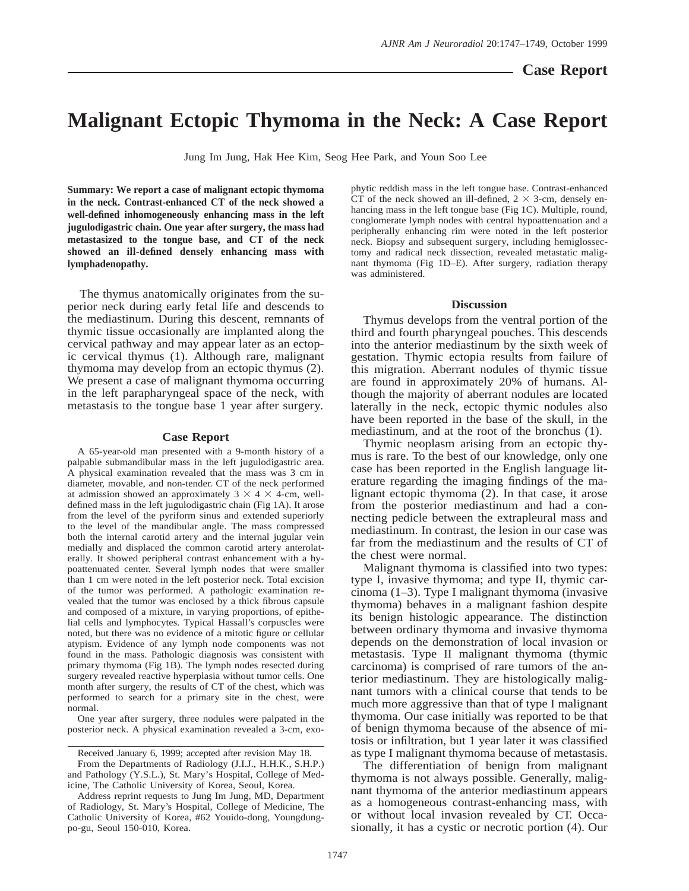# Malignant Ectopic Thymoma in the Neck: A Case Report

Jung Im Jung, Hak Hee Kim, Seog Hee Park, and Youn Soo Lee

**Summary: We report a case of malignant ectopic thymoma in the neck. Contrast-enhanced CT of the neck showed a well-defined inhomogeneously enhancing mass in the left jugulodigastric chain. One year after surgery, the mass had metastasized to the tongue base, and CT of the neck showed an ill-defined densely enhancing mass with lymphadenopathy.**

The thymus anatomically originates from the superior neck during early fetal life and descends to the mediastinum. During this descent, remnants of thymic tissue occasionally are implanted along the cervical pathway and may appear later as an ectopic cervical thymus (1). Although rare, malignant thymoma may develop from an ectopic thymus (2). We present a case of malignant thymoma occurring in the left parapharyngeal space of the neck, with metastasis to the tongue base 1 year after surgery.

## Case Report

A 65-year-old man presented with a 9-month history of a palpable submandibular mass in the left jugulodigastric area. A physical examination revealed that the mass was 3 cm in diameter, movable, and non-tender. CT of the neck performed at admission showed an approximately 3 × 4 × 4-cm, well-defined mass in the left jugulodigastric chain (Fig 1A). It arose from the level of the pyriform sinus and extended superiorly to the level of the mandibular angle. The mass compressed both the internal carotid artery and the internal jugular vein medially and displaced the common carotid artery anterolaterally. It showed peripheral contrast enhancement with a hypoattenuated center. Several lymph nodes that were smaller than 1 cm were noted in the left posterior neck. Total excision of the tumor was performed. A pathologic examination revealed that the tumor was enclosed by a thick fibrous capsule and composed of a mixture, in varying proportions, of epithelial cells and lymphocytes. Typical Hassall's corpuscles were noted, but there was no evidence of a mitotic figure or cellular atypism. Evidence of any lymph node components was not found in the mass. Pathologic diagnosis was consistent with primary thymoma (Fig 1B). The lymph nodes resected during surgery revealed reactive hyperplasia without tumor cells. One month after surgery, the results of CT of the chest, which was performed to search for a primary site in the chest, were normal.

One year after surgery, three nodules were palpated in the posterior neck. A physical examination revealed a 3-cm, exophytic reddish mass in the left tongue base. Contrast-enhanced CT of the neck showed an ill-defined, 2 × 3-cm, densely enhancing mass in the left tongue base (Fig 1C). Multiple, round, conglomerate lymph nodes with central hypoattenuation and a peripherally enhancing rim were noted in the left posterior neck. Biopsy and subsequent surgery, including hemiglossectomy and radical neck dissection, revealed metastatic malignant thymoma (Fig 1D–E). After surgery, radiation therapy was administered.

## Discussion

Thymus develops from the ventral portion of the third and fourth pharyngeal pouches. This descends into the anterior mediastinum by the sixth week of gestation. Thymic ectopia results from failure of this migration. Aberrant nodules of thymic tissue are found in approximately 20% of humans. Although the majority of aberrant nodules are located laterally in the neck, ectopic thymic nodules also have been reported in the base of the skull, in the mediastinum, and at the root of the bronchus (1).

Thymic neoplasm arising from an ectopic thymus is rare. To the best of our knowledge, only one case has been reported in the English language literature regarding the imaging findings of the malignant ectopic thymoma (2). In that case, it arose from the posterior mediastinum and had a connecting pedicle between the extrapleural mass and mediastinum. In contrast, the lesion in our case was far from the mediastinum and the results of CT of the chest were normal.

Malignant thymoma is classified into two types: type I, invasive thymoma; and type II, thymic carcinoma (1–3). Type I malignant thymoma (invasive thymoma) behaves in a malignant fashion despite its benign histologic appearance. The distinction between ordinary thymoma and invasive thymoma depends on the demonstration of local invasion or metastasis. Type II malignant thymoma (thymic carcinoma) is comprised of rare tumors of the anterior mediastinum. They are histologically malignant tumors with a clinical course that tends to be much more aggressive than that of type I malignant thymoma. Our case initially was reported to be that of benign thymoma because of the absence of mitosis or infiltration, but 1 year later it was classified as type I malignant thymoma because of metastasis.

The differentiation of benign from malignant thymoma is not always possible. Generally, malignant thymoma of the anterior mediastinum appears as a homogeneous contrast-enhancing mass, with or without local invasion revealed by CT. Occasionally, it has a cystic or necrotic portion (4). Our

---

Received January 6, 1999; accepted after revision May 18.

From the Departments of Radiology (J.I.J., H.H.K., S.H.P.) and Pathology (Y.S.L.), St. Mary's Hospital, College of Medicine, The Catholic University of Korea, Seoul, Korea.

Address reprint requests to Jung Im Jung, MD, Department of Radiology, St. Mary's Hospital, College of Medicine, The Catholic University of Korea, #62 Youido-dong, Youngdungpo-gu, Seoul 150-010, Korea.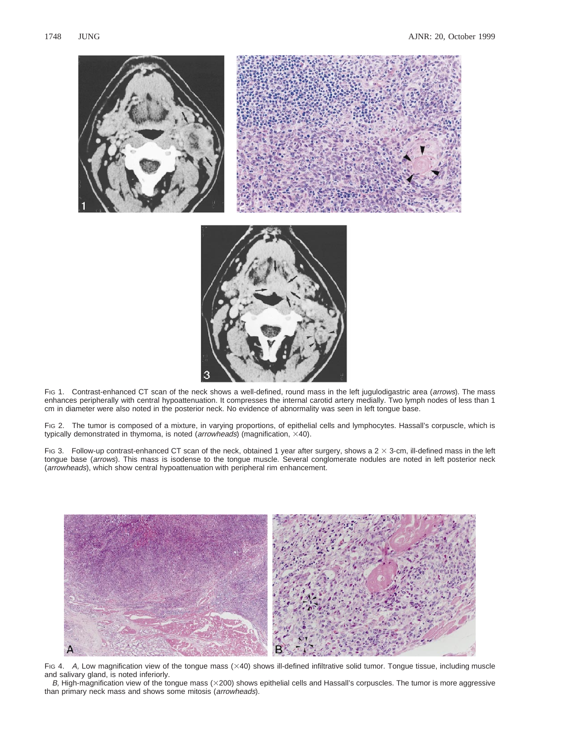Fig 1. Contrast-enhanced CT scan of the neck shows a well-defined, round mass in the left jugulodigastric area (*arrows*). The mass enhances peripherally with central hypoattenuation. It compresses the internal carotid artery medially. Two lymph nodes of less than 1 cm in diameter were also noted in the posterior neck. No evidence of abnormality was seen in left tongue base.

Fig 2. The tumor is composed of a mixture, in varying proportions, of epithelial cells and lymphocytes. Hassall's corpuscle, which is typically demonstrated in thymoma, is noted (*arrowheads*) (magnification, ×40).

Fig 3. Follow-up contrast-enhanced CT scan of the neck, obtained 1 year after surgery, shows a 2 × 3-cm, ill-defined mass in the left tongue base (*arrows*). This mass is isodense to the tongue muscle. Several conglomerate nodules are noted in left posterior neck (*arrowheads*), which show central hypoattenuation with peripheral rim enhancement.

Fig 4. *A,* Low magnification view of the tongue mass (×40) shows ill-defined infiltrative solid tumor. Tongue tissue, including muscle and salivary gland, is noted inferiorly.

*B,* High-magnification view of the tongue mass (×200) shows epithelial cells and Hassall's corpuscles. The tumor is more aggressive than primary neck mass and shows some mitosis (*arrowheads*).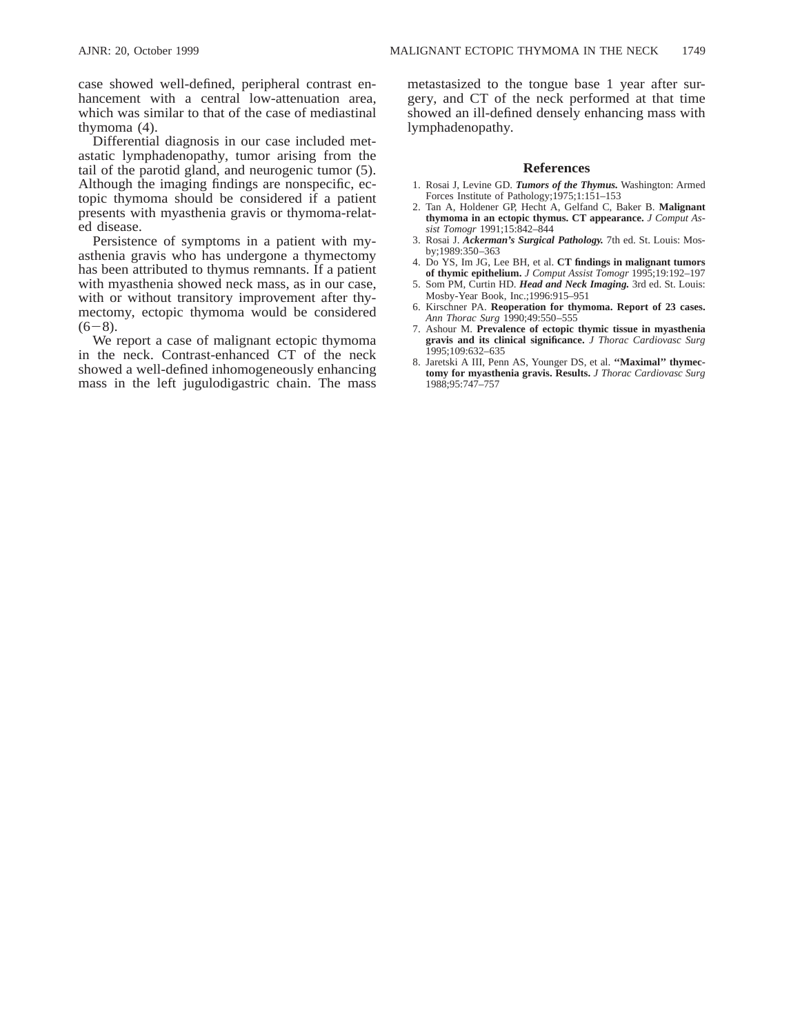case showed well-defined, peripheral contrast enhancement with a central low-attenuation area, which was similar to that of the case of mediastinal thymoma (4).

Differential diagnosis in our case included metastatic lymphadenopathy, tumor arising from the tail of the parotid gland, and neurogenic tumor (5). Although the imaging findings are nonspecific, ectopic thymoma should be considered if a patient presents with myasthenia gravis or thymoma-related disease.

Persistence of symptoms in a patient with myasthenia gravis who has undergone a thymectomy has been attributed to thymus remnants. If a patient with myasthenia showed neck mass, as in our case, with or without transitory improvement after thymectomy, ectopic thymoma would be considered (6–8).

We report a case of malignant ectopic thymoma in the neck. Contrast-enhanced CT of the neck showed a well-defined inhomogeneously enhancing mass in the left jugulodigastric chain. The mass metastasized to the tongue base 1 year after surgery, and CT of the neck performed at that time showed an ill-defined densely enhancing mass with lymphadenopathy.

## References

1. Rosai J, Levine GD. ***Tumors of the Thymus.*** Washington: Armed Forces Institute of Pathology;1975;1:151–153
2. Tan A, Holdener GP, Hecht A, Gelfand C, Baker B. **Malignant thymoma in an ectopic thymus. CT appearance.** *J Comput Assist Tomogr* 1991;15:842–844
3. Rosai J. ***Ackerman's Surgical Pathology.*** 7th ed. St. Louis: Mosby;1989:350–363
4. Do YS, Im JG, Lee BH, et al. **CT findings in malignant tumors of thymic epithelium.** *J Comput Assist Tomogr* 1995;19:192–197
5. Som PM, Curtin HD. ***Head and Neck Imaging.*** 3rd ed. St. Louis: Mosby-Year Book, Inc.;1996:915–951
6. Kirschner PA. **Reoperation for thymoma. Report of 23 cases.** *Ann Thorac Surg* 1990;49:550–555
7. Ashour M. **Prevalence of ectopic thymic tissue in myasthenia gravis and its clinical significance.** *J Thorac Cardiovasc Surg* 1995;109:632–635
8. Jaretski A III, Penn AS, Younger DS, et al. **"Maximal" thymectomy for myasthenia gravis. Results.** *J Thorac Cardiovasc Surg* 1988;95:747–757